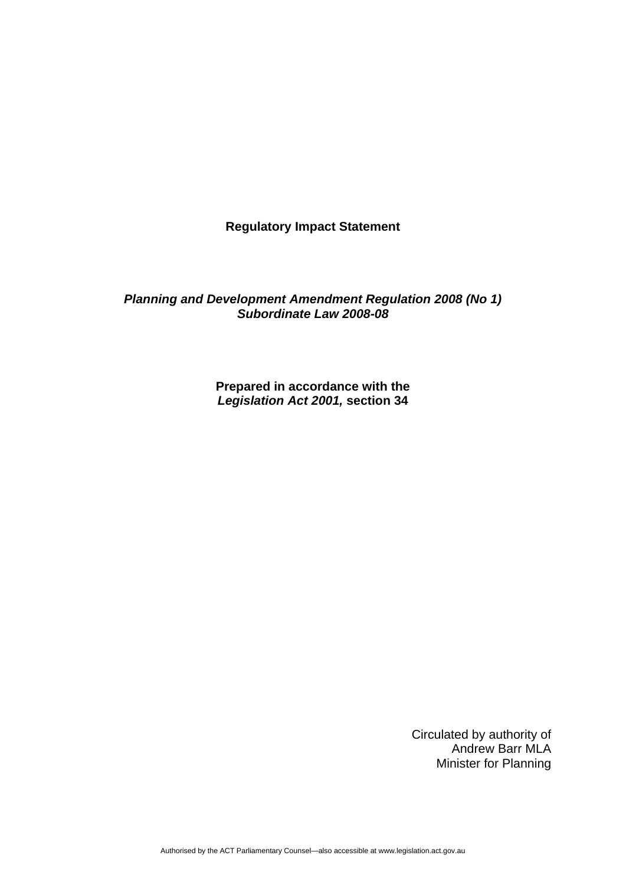**Regulatory Impact Statement**

***Planning and Development Amendment Regulation 2008 (No 1)***
***Subordinate Law 2008-08***

**Prepared in accordance with the**
***Legislation Act 2001,* section 34**

Circulated by authority of
Andrew Barr MLA
Minister for Planning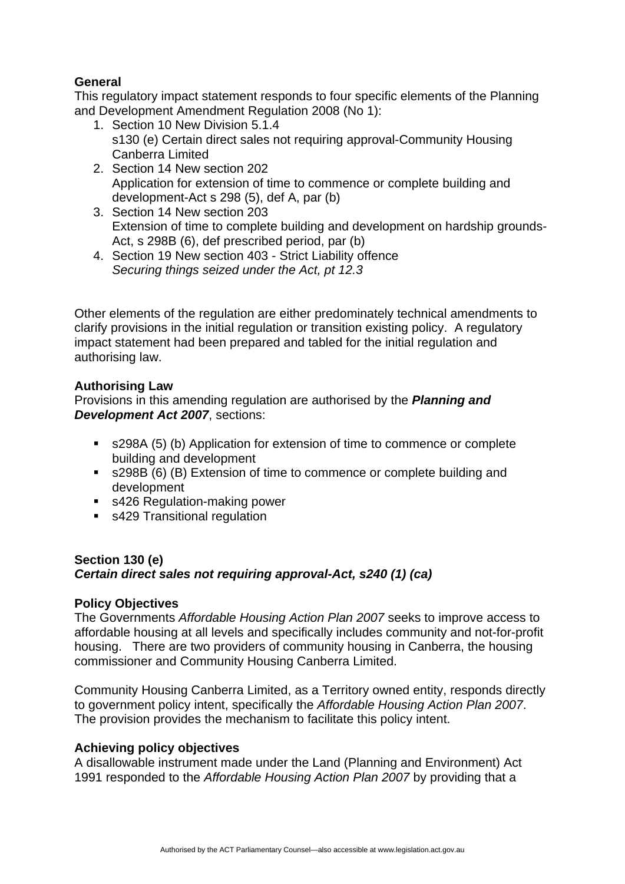**General**

This regulatory impact statement responds to four specific elements of the Planning and Development Amendment Regulation 2008 (No 1):

1. Section 10 New Division 5.1.4
   s130 (e) Certain direct sales not requiring approval-Community Housing Canberra Limited
2. Section 14 New section 202
   Application for extension of time to commence or complete building and development-Act s 298 (5), def A, par (b)
3. Section 14 New section 203
   Extension of time to complete building and development on hardship grounds-Act, s 298B (6), def prescribed period, par (b)
4. Section 19 New section 403 - Strict Liability offence
   *Securing things seized under the Act, pt 12.3*

Other elements of the regulation are either predominately technical amendments to clarify provisions in the initial regulation or transition existing policy. A regulatory impact statement had been prepared and tabled for the initial regulation and authorising law.

**Authorising Law**

Provisions in this amending regulation are authorised by the ***Planning and Development Act 2007***, sections:

- s298A (5) (b) Application for extension of time to commence or complete building and development
- s298B (6) (B) Extension of time to commence or complete building and development
- s426 Regulation-making power
- s429 Transitional regulation

**Section 130 (e)**
***Certain direct sales not requiring approval-Act, s240 (1) (ca)***

**Policy Objectives**

The Governments *Affordable Housing Action Plan 2007* seeks to improve access to affordable housing at all levels and specifically includes community and not-for-profit housing. There are two providers of community housing in Canberra, the housing commissioner and Community Housing Canberra Limited.

Community Housing Canberra Limited, as a Territory owned entity, responds directly to government policy intent, specifically the *Affordable Housing Action Plan 2007*. The provision provides the mechanism to facilitate this policy intent.

**Achieving policy objectives**

A disallowable instrument made under the Land (Planning and Environment) Act 1991 responded to the *Affordable Housing Action Plan 2007* by providing that a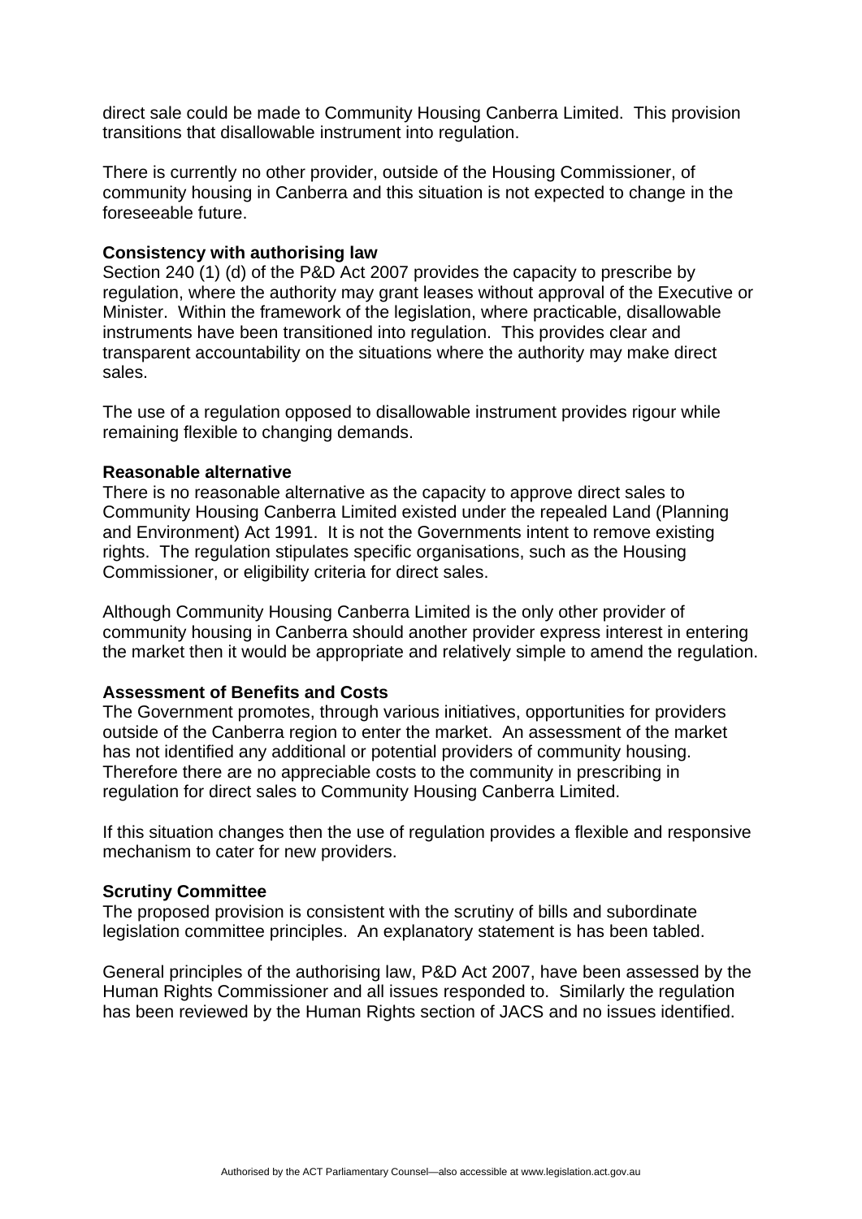direct sale could be made to Community Housing Canberra Limited. This provision transitions that disallowable instrument into regulation.

There is currently no other provider, outside of the Housing Commissioner, of community housing in Canberra and this situation is not expected to change in the foreseeable future.

**Consistency with authorising law**
Section 240 (1) (d) of the P&D Act 2007 provides the capacity to prescribe by regulation, where the authority may grant leases without approval of the Executive or Minister. Within the framework of the legislation, where practicable, disallowable instruments have been transitioned into regulation. This provides clear and transparent accountability on the situations where the authority may make direct sales.

The use of a regulation opposed to disallowable instrument provides rigour while remaining flexible to changing demands.

**Reasonable alternative**
There is no reasonable alternative as the capacity to approve direct sales to Community Housing Canberra Limited existed under the repealed Land (Planning and Environment) Act 1991. It is not the Governments intent to remove existing rights. The regulation stipulates specific organisations, such as the Housing Commissioner, or eligibility criteria for direct sales.

Although Community Housing Canberra Limited is the only other provider of community housing in Canberra should another provider express interest in entering the market then it would be appropriate and relatively simple to amend the regulation.

**Assessment of Benefits and Costs**
The Government promotes, through various initiatives, opportunities for providers outside of the Canberra region to enter the market. An assessment of the market has not identified any additional or potential providers of community housing. Therefore there are no appreciable costs to the community in prescribing in regulation for direct sales to Community Housing Canberra Limited.

If this situation changes then the use of regulation provides a flexible and responsive mechanism to cater for new providers.

**Scrutiny Committee**
The proposed provision is consistent with the scrutiny of bills and subordinate legislation committee principles. An explanatory statement is has been tabled.

General principles of the authorising law, P&D Act 2007, have been assessed by the Human Rights Commissioner and all issues responded to. Similarly the regulation has been reviewed by the Human Rights section of JACS and no issues identified.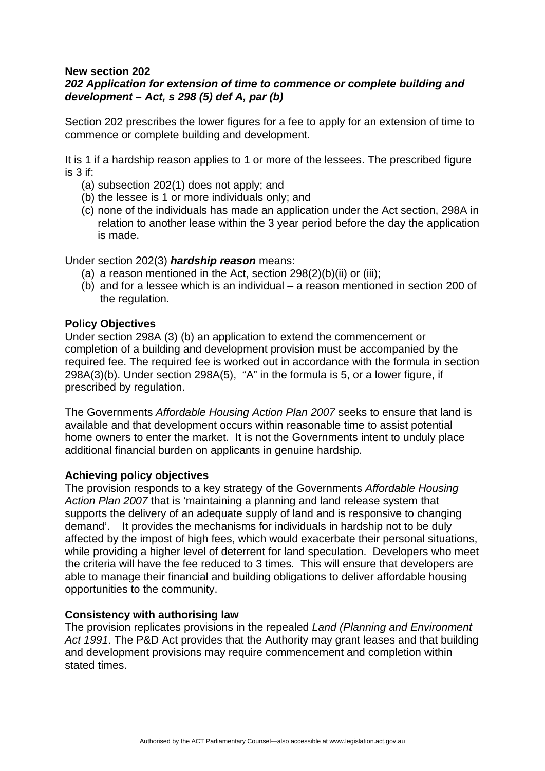**New section 202**
***202 Application for extension of time to commence or complete building and development – Act, s 298 (5) def A, par (b)***

Section 202 prescribes the lower figures for a fee to apply for an extension of time to commence or complete building and development.

It is 1 if a hardship reason applies to 1 or more of the lessees. The prescribed figure is 3 if:

(a) subsection 202(1) does not apply; and
(b) the lessee is 1 or more individuals only; and
(c) none of the individuals has made an application under the Act section, 298A in relation to another lease within the 3 year period before the day the application is made.

Under section 202(3) ***hardship reason*** means:

(a) a reason mentioned in the Act, section 298(2)(b)(ii) or (iii);
(b) and for a lessee which is an individual – a reason mentioned in section 200 of the regulation.

**Policy Objectives**
Under section 298A (3) (b) an application to extend the commencement or completion of a building and development provision must be accompanied by the required fee. The required fee is worked out in accordance with the formula in section 298A(3)(b). Under section 298A(5), "A" in the formula is 5, or a lower figure, if prescribed by regulation.

The Governments *Affordable Housing Action Plan 2007* seeks to ensure that land is available and that development occurs within reasonable time to assist potential home owners to enter the market. It is not the Governments intent to unduly place additional financial burden on applicants in genuine hardship.

**Achieving policy objectives**
The provision responds to a key strategy of the Governments *Affordable Housing Action Plan 2007* that is 'maintaining a planning and land release system that supports the delivery of an adequate supply of land and is responsive to changing demand'. It provides the mechanisms for individuals in hardship not to be duly affected by the impost of high fees, which would exacerbate their personal situations, while providing a higher level of deterrent for land speculation. Developers who meet the criteria will have the fee reduced to 3 times. This will ensure that developers are able to manage their financial and building obligations to deliver affordable housing opportunities to the community.

**Consistency with authorising law**
The provision replicates provisions in the repealed *Land (Planning and Environment Act 1991*. The P&D Act provides that the Authority may grant leases and that building and development provisions may require commencement and completion within stated times.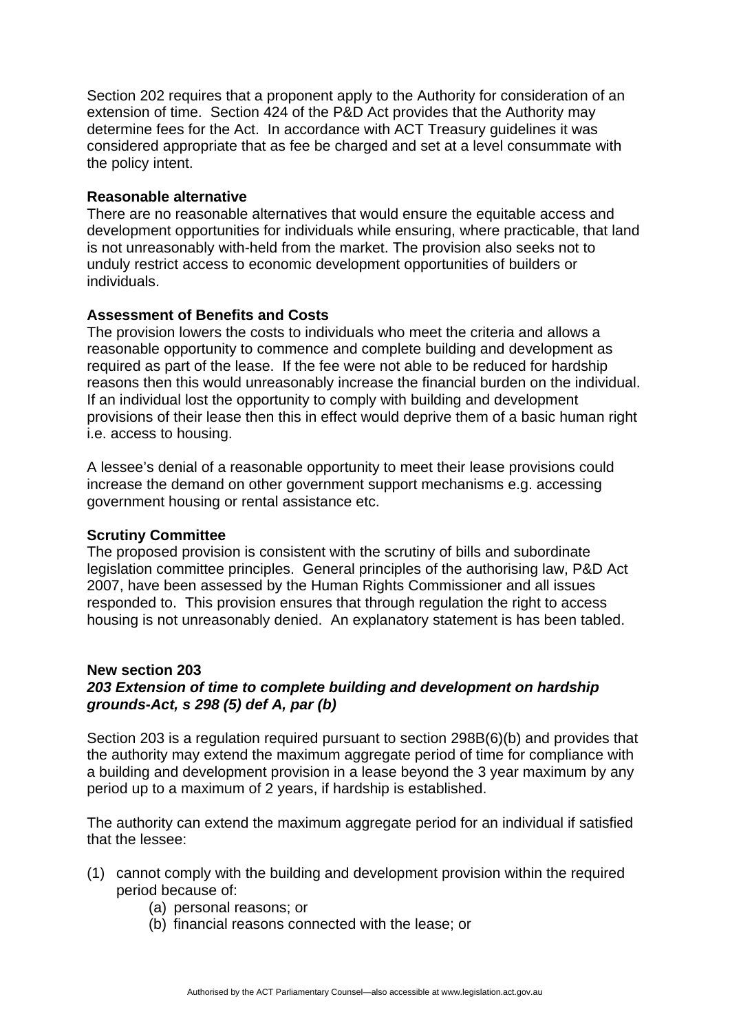Section 202 requires that a proponent apply to the Authority for consideration of an extension of time. Section 424 of the P&D Act provides that the Authority may determine fees for the Act. In accordance with ACT Treasury guidelines it was considered appropriate that as fee be charged and set at a level consummate with the policy intent.

**Reasonable alternative**
There are no reasonable alternatives that would ensure the equitable access and development opportunities for individuals while ensuring, where practicable, that land is not unreasonably with-held from the market. The provision also seeks not to unduly restrict access to economic development opportunities of builders or individuals.

**Assessment of Benefits and Costs**
The provision lowers the costs to individuals who meet the criteria and allows a reasonable opportunity to commence and complete building and development as required as part of the lease. If the fee were not able to be reduced for hardship reasons then this would unreasonably increase the financial burden on the individual. If an individual lost the opportunity to comply with building and development provisions of their lease then this in effect would deprive them of a basic human right i.e. access to housing.

A lessee's denial of a reasonable opportunity to meet their lease provisions could increase the demand on other government support mechanisms e.g. accessing government housing or rental assistance etc.

**Scrutiny Committee**
The proposed provision is consistent with the scrutiny of bills and subordinate legislation committee principles. General principles of the authorising law, P&D Act 2007, have been assessed by the Human Rights Commissioner and all issues responded to. This provision ensures that through regulation the right to access housing is not unreasonably denied. An explanatory statement is has been tabled.

**New section 203**
***203 Extension of time to complete building and development on hardship grounds-Act, s 298 (5) def A, par (b)***

Section 203 is a regulation required pursuant to section 298B(6)(b) and provides that the authority may extend the maximum aggregate period of time for compliance with a building and development provision in a lease beyond the 3 year maximum by any period up to a maximum of 2 years, if hardship is established.

The authority can extend the maximum aggregate period for an individual if satisfied that the lessee:

(1) cannot comply with the building and development provision within the required period because of:
   (a) personal reasons; or
   (b) financial reasons connected with the lease; or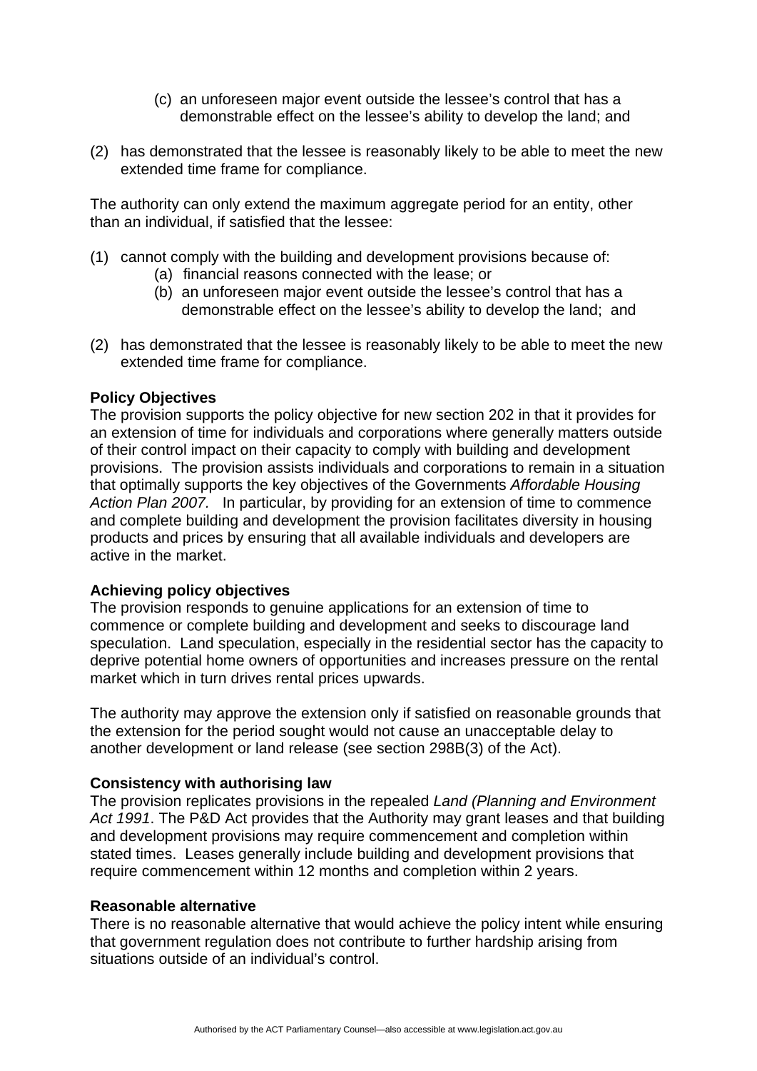(c) an unforeseen major event outside the lessee's control that has a demonstrable effect on the lessee's ability to develop the land; and

(2) has demonstrated that the lessee is reasonably likely to be able to meet the new extended time frame for compliance.

The authority can only extend the maximum aggregate period for an entity, other than an individual, if satisfied that the lessee:

(1) cannot comply with the building and development provisions because of:
   (a) financial reasons connected with the lease; or
   (b) an unforeseen major event outside the lessee's control that has a demonstrable effect on the lessee's ability to develop the land; and

(2) has demonstrated that the lessee is reasonably likely to be able to meet the new extended time frame for compliance.

**Policy Objectives**
The provision supports the policy objective for new section 202 in that it provides for an extension of time for individuals and corporations where generally matters outside of their control impact on their capacity to comply with building and development provisions. The provision assists individuals and corporations to remain in a situation that optimally supports the key objectives of the Governments *Affordable Housing Action Plan 2007.* In particular, by providing for an extension of time to commence and complete building and development the provision facilitates diversity in housing products and prices by ensuring that all available individuals and developers are active in the market.

**Achieving policy objectives**
The provision responds to genuine applications for an extension of time to commence or complete building and development and seeks to discourage land speculation. Land speculation, especially in the residential sector has the capacity to deprive potential home owners of opportunities and increases pressure on the rental market which in turn drives rental prices upwards.

The authority may approve the extension only if satisfied on reasonable grounds that the extension for the period sought would not cause an unacceptable delay to another development or land release (see section 298B(3) of the Act).

**Consistency with authorising law**
The provision replicates provisions in the repealed *Land (Planning and Environment Act 1991*. The P&D Act provides that the Authority may grant leases and that building and development provisions may require commencement and completion within stated times. Leases generally include building and development provisions that require commencement within 12 months and completion within 2 years.

**Reasonable alternative**
There is no reasonable alternative that would achieve the policy intent while ensuring that government regulation does not contribute to further hardship arising from situations outside of an individual's control.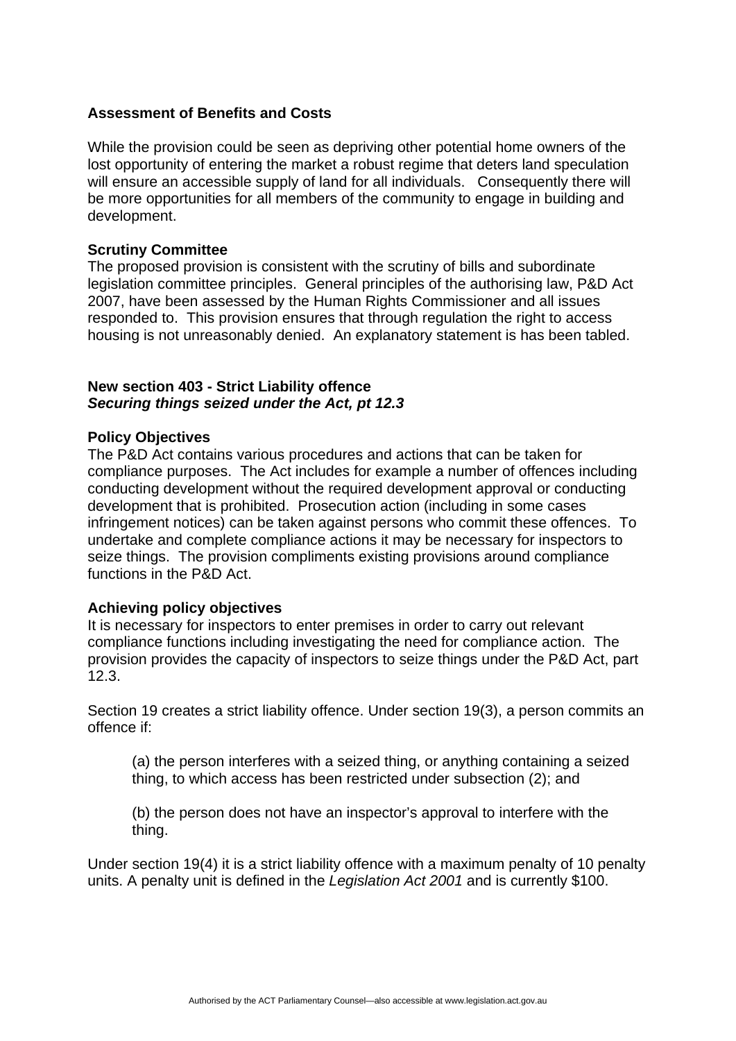**Assessment of Benefits and Costs**

While the provision could be seen as depriving other potential home owners of the lost opportunity of entering the market a robust regime that deters land speculation will ensure an accessible supply of land for all individuals. Consequently there will be more opportunities for all members of the community to engage in building and development.

**Scrutiny Committee**

The proposed provision is consistent with the scrutiny of bills and subordinate legislation committee principles. General principles of the authorising law, P&D Act 2007, have been assessed by the Human Rights Commissioner and all issues responded to. This provision ensures that through regulation the right to access housing is not unreasonably denied. An explanatory statement is has been tabled.

**New section 403 - Strict Liability offence**
***Securing things seized under the Act, pt 12.3***

**Policy Objectives**

The P&D Act contains various procedures and actions that can be taken for compliance purposes. The Act includes for example a number of offences including conducting development without the required development approval or conducting development that is prohibited. Prosecution action (including in some cases infringement notices) can be taken against persons who commit these offences. To undertake and complete compliance actions it may be necessary for inspectors to seize things. The provision compliments existing provisions around compliance functions in the P&D Act.

**Achieving policy objectives**

It is necessary for inspectors to enter premises in order to carry out relevant compliance functions including investigating the need for compliance action. The provision provides the capacity of inspectors to seize things under the P&D Act, part 12.3.

Section 19 creates a strict liability offence. Under section 19(3), a person commits an offence if:

> (a) the person interferes with a seized thing, or anything containing a seized thing, to which access has been restricted under subsection (2); and
>
> (b) the person does not have an inspector's approval to interfere with the thing.

Under section 19(4) it is a strict liability offence with a maximum penalty of 10 penalty units. A penalty unit is defined in the *Legislation Act 2001* and is currently $100.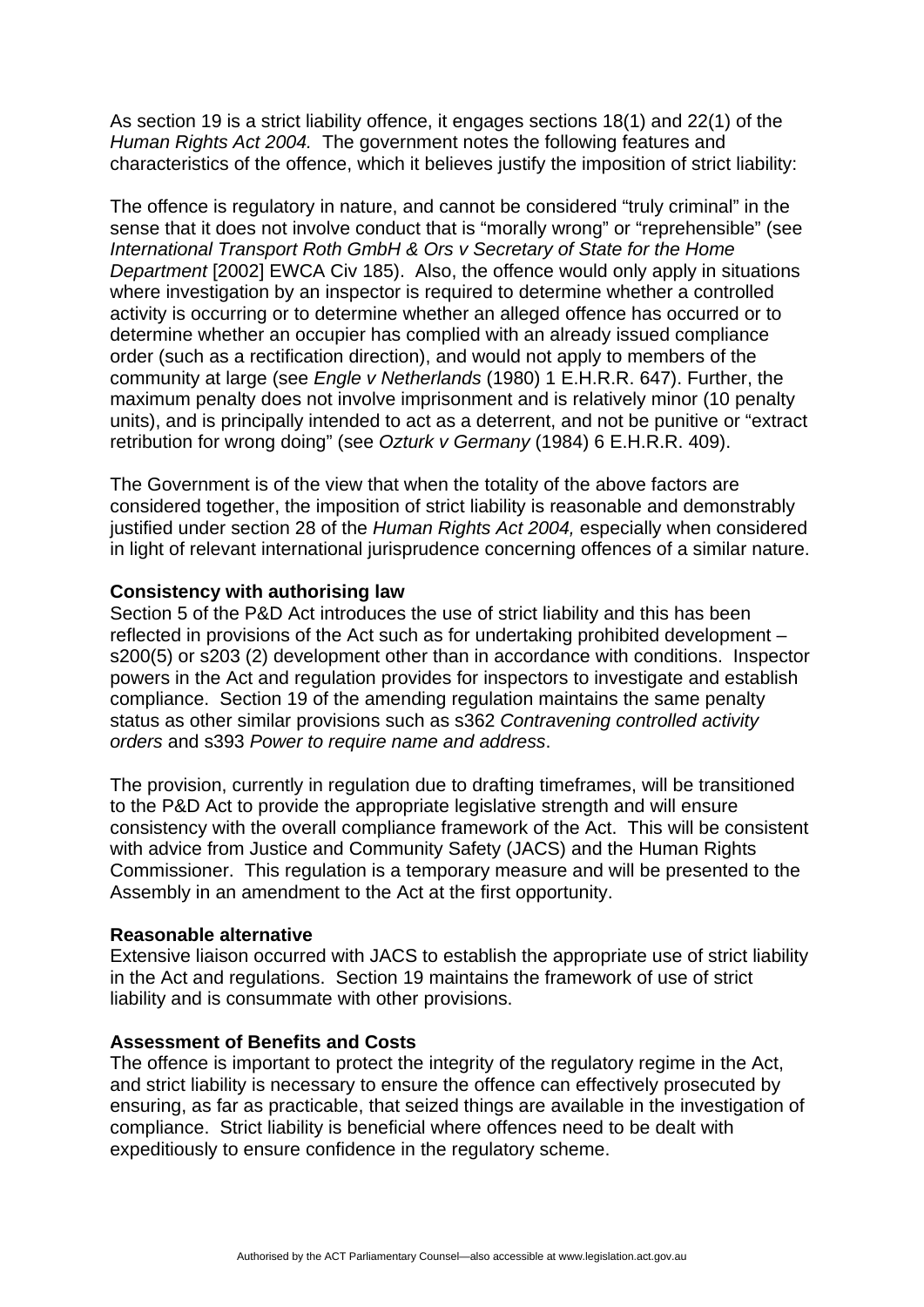As section 19 is a strict liability offence, it engages sections 18(1) and 22(1) of the *Human Rights Act 2004.* The government notes the following features and characteristics of the offence, which it believes justify the imposition of strict liability:

The offence is regulatory in nature, and cannot be considered "truly criminal" in the sense that it does not involve conduct that is "morally wrong" or "reprehensible" (see *International Transport Roth GmbH & Ors v Secretary of State for the Home Department* [2002] EWCA Civ 185). Also, the offence would only apply in situations where investigation by an inspector is required to determine whether a controlled activity is occurring or to determine whether an alleged offence has occurred or to determine whether an occupier has complied with an already issued compliance order (such as a rectification direction), and would not apply to members of the community at large (see *Engle v Netherlands* (1980) 1 E.H.R.R. 647). Further, the maximum penalty does not involve imprisonment and is relatively minor (10 penalty units), and is principally intended to act as a deterrent, and not be punitive or "extract retribution for wrong doing" (see *Ozturk v Germany* (1984) 6 E.H.R.R. 409).

The Government is of the view that when the totality of the above factors are considered together, the imposition of strict liability is reasonable and demonstrably justified under section 28 of the *Human Rights Act 2004,* especially when considered in light of relevant international jurisprudence concerning offences of a similar nature.

**Consistency with authorising law**

Section 5 of the P&D Act introduces the use of strict liability and this has been reflected in provisions of the Act such as for undertaking prohibited development – s200(5) or s203 (2) development other than in accordance with conditions. Inspector powers in the Act and regulation provides for inspectors to investigate and establish compliance. Section 19 of the amending regulation maintains the same penalty status as other similar provisions such as s362 *Contravening controlled activity orders* and s393 *Power to require name and address*.

The provision, currently in regulation due to drafting timeframes, will be transitioned to the P&D Act to provide the appropriate legislative strength and will ensure consistency with the overall compliance framework of the Act. This will be consistent with advice from Justice and Community Safety (JACS) and the Human Rights Commissioner. This regulation is a temporary measure and will be presented to the Assembly in an amendment to the Act at the first opportunity.

**Reasonable alternative**

Extensive liaison occurred with JACS to establish the appropriate use of strict liability in the Act and regulations. Section 19 maintains the framework of use of strict liability and is consummate with other provisions.

**Assessment of Benefits and Costs**

The offence is important to protect the integrity of the regulatory regime in the Act, and strict liability is necessary to ensure the offence can effectively prosecuted by ensuring, as far as practicable, that seized things are available in the investigation of compliance. Strict liability is beneficial where offences need to be dealt with expeditiously to ensure confidence in the regulatory scheme.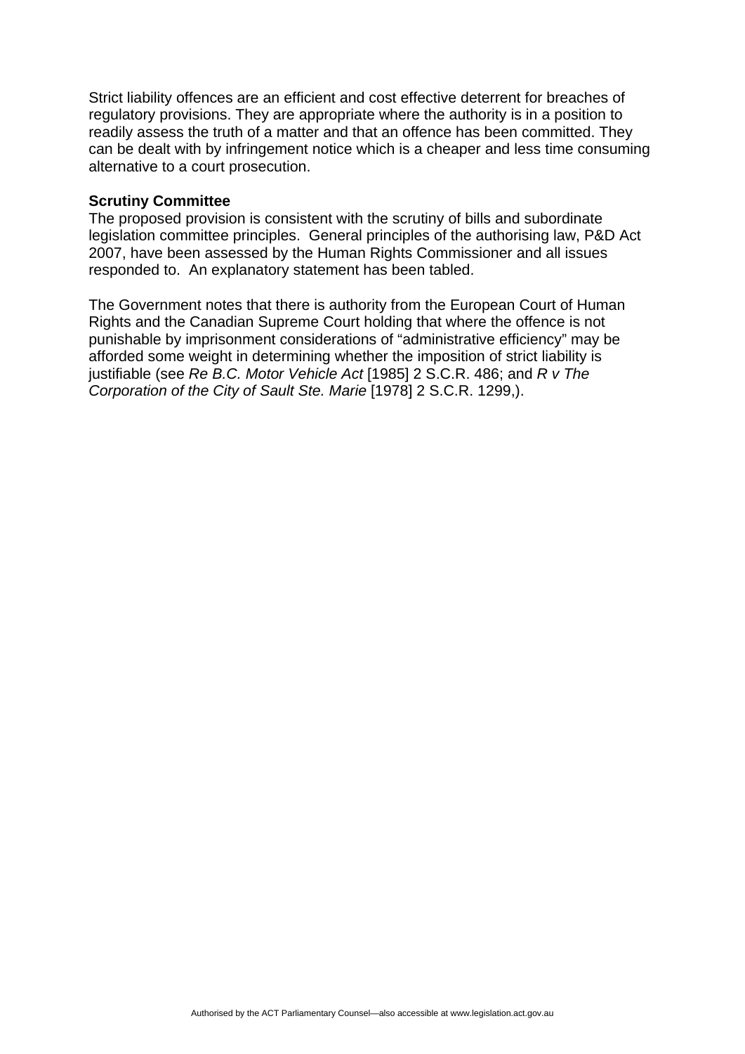Strict liability offences are an efficient and cost effective deterrent for breaches of regulatory provisions. They are appropriate where the authority is in a position to readily assess the truth of a matter and that an offence has been committed. They can be dealt with by infringement notice which is a cheaper and less time consuming alternative to a court prosecution.

**Scrutiny Committee**
The proposed provision is consistent with the scrutiny of bills and subordinate legislation committee principles. General principles of the authorising law, P&D Act 2007, have been assessed by the Human Rights Commissioner and all issues responded to. An explanatory statement has been tabled.

The Government notes that there is authority from the European Court of Human Rights and the Canadian Supreme Court holding that where the offence is not punishable by imprisonment considerations of "administrative efficiency" may be afforded some weight in determining whether the imposition of strict liability is justifiable (see *Re B.C. Motor Vehicle Act* [1985] 2 S.C.R. 486; and *R v The Corporation of the City of Sault Ste. Marie* [1978] 2 S.C.R. 1299,).